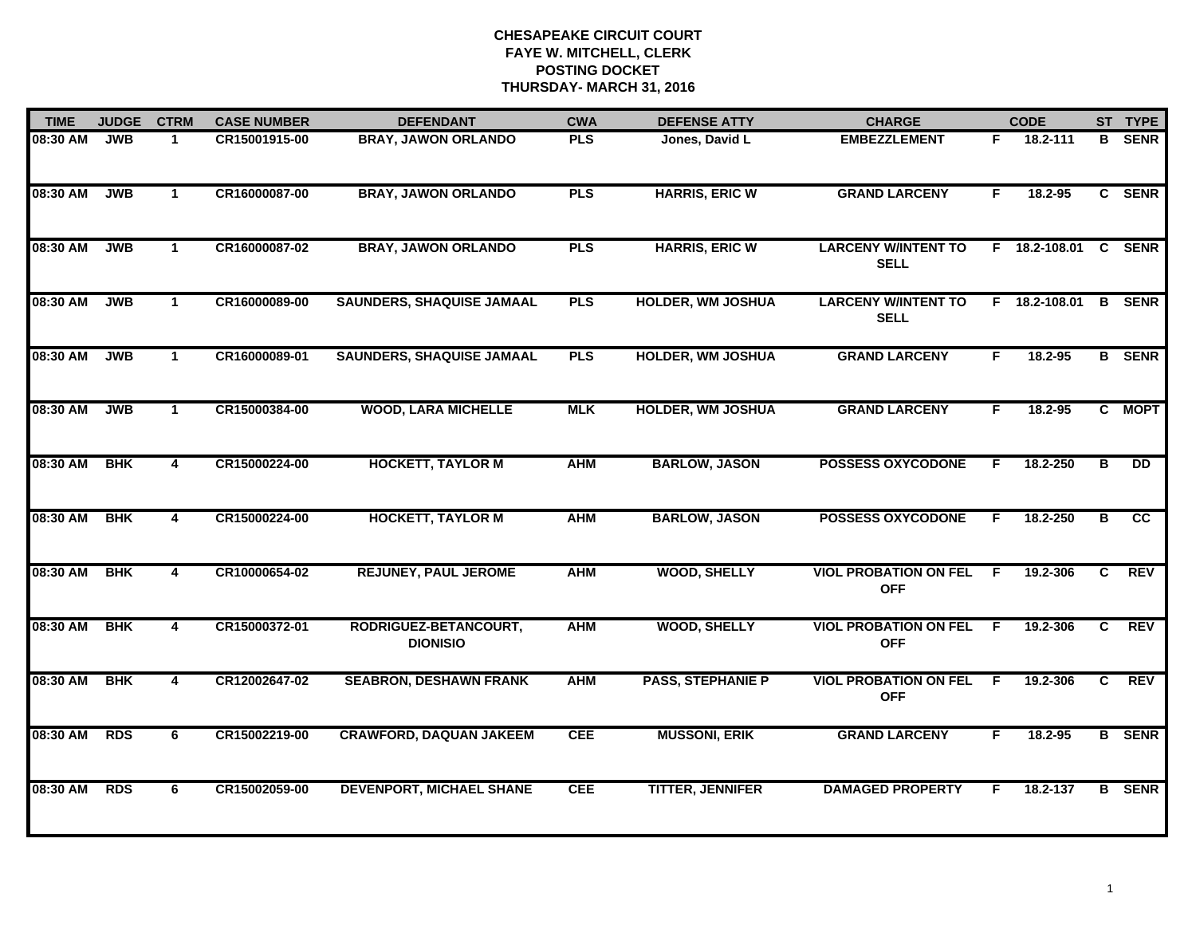# CHESAPEAKE CIRCUIT COURT
## FAYE W. MITCHELL, CLERK
## POSTING DOCKET
## THURSDAY- MARCH 31, 2016

| TIME | JUDGE | CTRM | CASE NUMBER | DEFENDANT | CWA | DEFENSE ATTY | CHARGE | | CODE | ST | TYPE |
|---|---|---|---|---|---|---|---|---|---|---|---|
| 08:30 AM | JWB | 1 | CR15001915-00 | BRAY, JAWON ORLANDO | PLS | Jones, David L | EMBEZZLEMENT | F | 18.2-111 | B | SENR |
| 08:30 AM | JWB | 1 | CR16000087-00 | BRAY, JAWON ORLANDO | PLS | HARRIS, ERIC W | GRAND LARCENY | F | 18.2-95 | C | SENR |
| 08:30 AM | JWB | 1 | CR16000087-02 | BRAY, JAWON ORLANDO | PLS | HARRIS, ERIC W | LARCENY W/INTENT TO SELL | F | 18.2-108.01 | C | SENR |
| 08:30 AM | JWB | 1 | CR16000089-00 | SAUNDERS, SHAQUISE JAMAAL | PLS | HOLDER, WM JOSHUA | LARCENY W/INTENT TO SELL | F | 18.2-108.01 | B | SENR |
| 08:30 AM | JWB | 1 | CR16000089-01 | SAUNDERS, SHAQUISE JAMAAL | PLS | HOLDER, WM JOSHUA | GRAND LARCENY | F | 18.2-95 | B | SENR |
| 08:30 AM | JWB | 1 | CR15000384-00 | WOOD, LARA MICHELLE | MLK | HOLDER, WM JOSHUA | GRAND LARCENY | F | 18.2-95 | C | MOPT |
| 08:30 AM | BHK | 4 | CR15000224-00 | HOCKETT, TAYLOR M | AHM | BARLOW, JASON | POSSESS OXYCODONE | F | 18.2-250 | B | DD |
| 08:30 AM | BHK | 4 | CR15000224-00 | HOCKETT, TAYLOR M | AHM | BARLOW, JASON | POSSESS OXYCODONE | F | 18.2-250 | B | CC |
| 08:30 AM | BHK | 4 | CR10000654-02 | REJUNEY, PAUL JEROME | AHM | WOOD, SHELLY | VIOL PROBATION ON FEL OFF | F | 19.2-306 | C | REV |
| 08:30 AM | BHK | 4 | CR15000372-01 | RODRIGUEZ-BETANCOURT, DIONISIO | AHM | WOOD, SHELLY | VIOL PROBATION ON FEL OFF | F | 19.2-306 | C | REV |
| 08:30 AM | BHK | 4 | CR12002647-02 | SEABRON, DESHAWN FRANK | AHM | PASS, STEPHANIE P | VIOL PROBATION ON FEL OFF | F | 19.2-306 | C | REV |
| 08:30 AM | RDS | 6 | CR15002219-00 | CRAWFORD, DAQUAN JAKEEM | CEE | MUSSONI, ERIK | GRAND LARCENY | F | 18.2-95 | B | SENR |
| 08:30 AM | RDS | 6 | CR15002059-00 | DEVENPORT, MICHAEL SHANE | CEE | TITTER, JENNIFER | DAMAGED PROPERTY | F | 18.2-137 | B | SENR |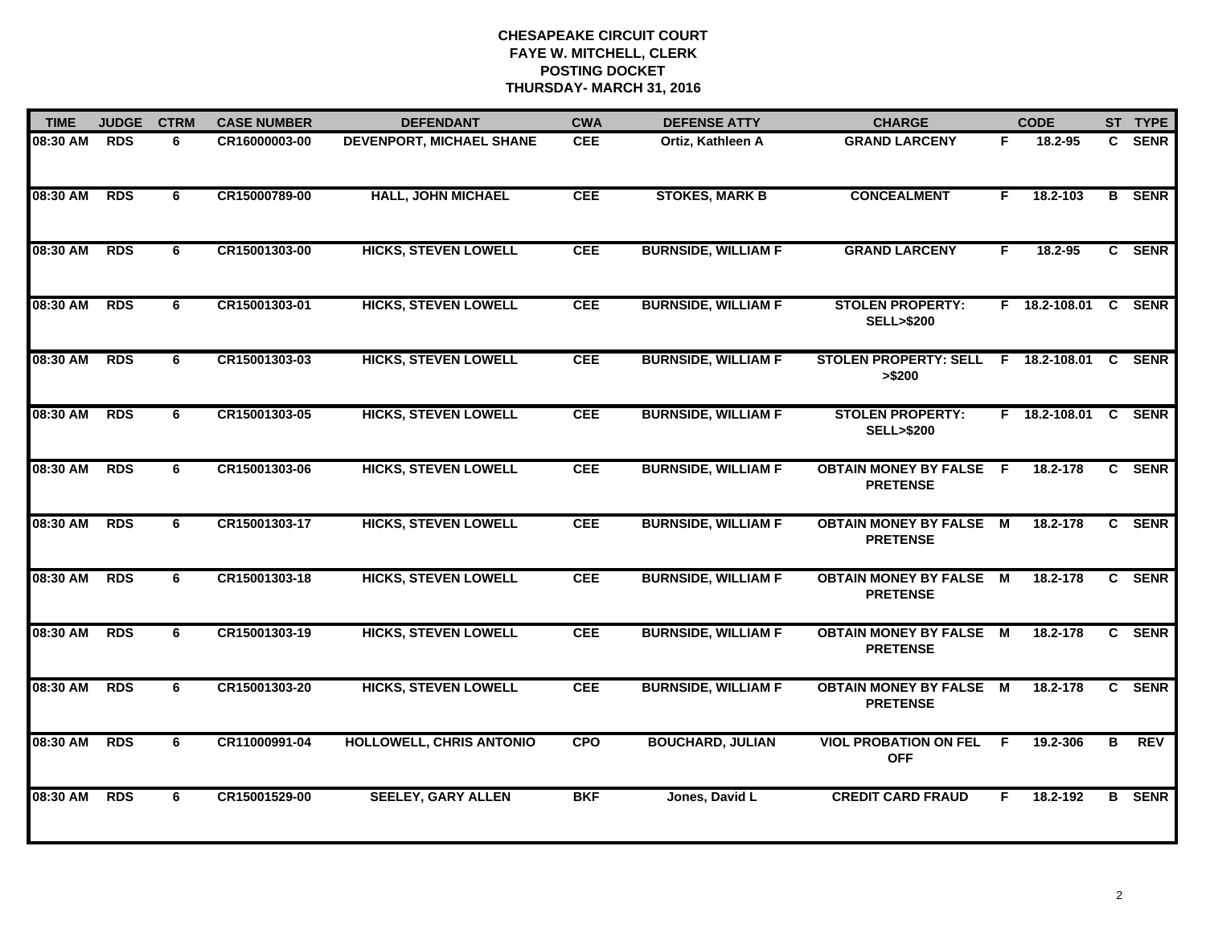**CHESAPEAKE CIRCUIT COURT**
**FAYE W. MITCHELL, CLERK**
**POSTING DOCKET**
**THURSDAY- MARCH 31, 2016**

| TIME | JUDGE | CTRM | CASE NUMBER | DEFENDANT | CWA | DEFENSE ATTY | CHARGE | | CODE | ST | TYPE |
|---|---|---|---|---|---|---|---|---|---|---|---|
| 08:30 AM | RDS | 6 | CR16000003-00 | DEVENPORT, MICHAEL SHANE | CEE | Ortiz, Kathleen A | GRAND LARCENY | F | 18.2-95 | C | SENR |
| 08:30 AM | RDS | 6 | CR15000789-00 | HALL, JOHN MICHAEL | CEE | STOKES, MARK B | CONCEALMENT | F | 18.2-103 | B | SENR |
| 08:30 AM | RDS | 6 | CR15001303-00 | HICKS, STEVEN LOWELL | CEE | BURNSIDE, WILLIAM F | GRAND LARCENY | F | 18.2-95 | C | SENR |
| 08:30 AM | RDS | 6 | CR15001303-01 | HICKS, STEVEN LOWELL | CEE | BURNSIDE, WILLIAM F | STOLEN PROPERTY: SELL>$200 | F | 18.2-108.01 | C | SENR |
| 08:30 AM | RDS | 6 | CR15001303-03 | HICKS, STEVEN LOWELL | CEE | BURNSIDE, WILLIAM F | STOLEN PROPERTY: SELL >$200 | F | 18.2-108.01 | C | SENR |
| 08:30 AM | RDS | 6 | CR15001303-05 | HICKS, STEVEN LOWELL | CEE | BURNSIDE, WILLIAM F | STOLEN PROPERTY: SELL>$200 | F | 18.2-108.01 | C | SENR |
| 08:30 AM | RDS | 6 | CR15001303-06 | HICKS, STEVEN LOWELL | CEE | BURNSIDE, WILLIAM F | OBTAIN MONEY BY FALSE PRETENSE | F | 18.2-178 | C | SENR |
| 08:30 AM | RDS | 6 | CR15001303-17 | HICKS, STEVEN LOWELL | CEE | BURNSIDE, WILLIAM F | OBTAIN MONEY BY FALSE PRETENSE | M | 18.2-178 | C | SENR |
| 08:30 AM | RDS | 6 | CR15001303-18 | HICKS, STEVEN LOWELL | CEE | BURNSIDE, WILLIAM F | OBTAIN MONEY BY FALSE PRETENSE | M | 18.2-178 | C | SENR |
| 08:30 AM | RDS | 6 | CR15001303-19 | HICKS, STEVEN LOWELL | CEE | BURNSIDE, WILLIAM F | OBTAIN MONEY BY FALSE PRETENSE | M | 18.2-178 | C | SENR |
| 08:30 AM | RDS | 6 | CR15001303-20 | HICKS, STEVEN LOWELL | CEE | BURNSIDE, WILLIAM F | OBTAIN MONEY BY FALSE PRETENSE | M | 18.2-178 | C | SENR |
| 08:30 AM | RDS | 6 | CR11000991-04 | HOLLOWELL, CHRIS ANTONIO | CPO | BOUCHARD, JULIAN | VIOL PROBATION ON FEL OFF | F | 19.2-306 | B | REV |
| 08:30 AM | RDS | 6 | CR15001529-00 | SEELEY, GARY ALLEN | BKF | Jones, David L | CREDIT CARD FRAUD | F | 18.2-192 | B | SENR |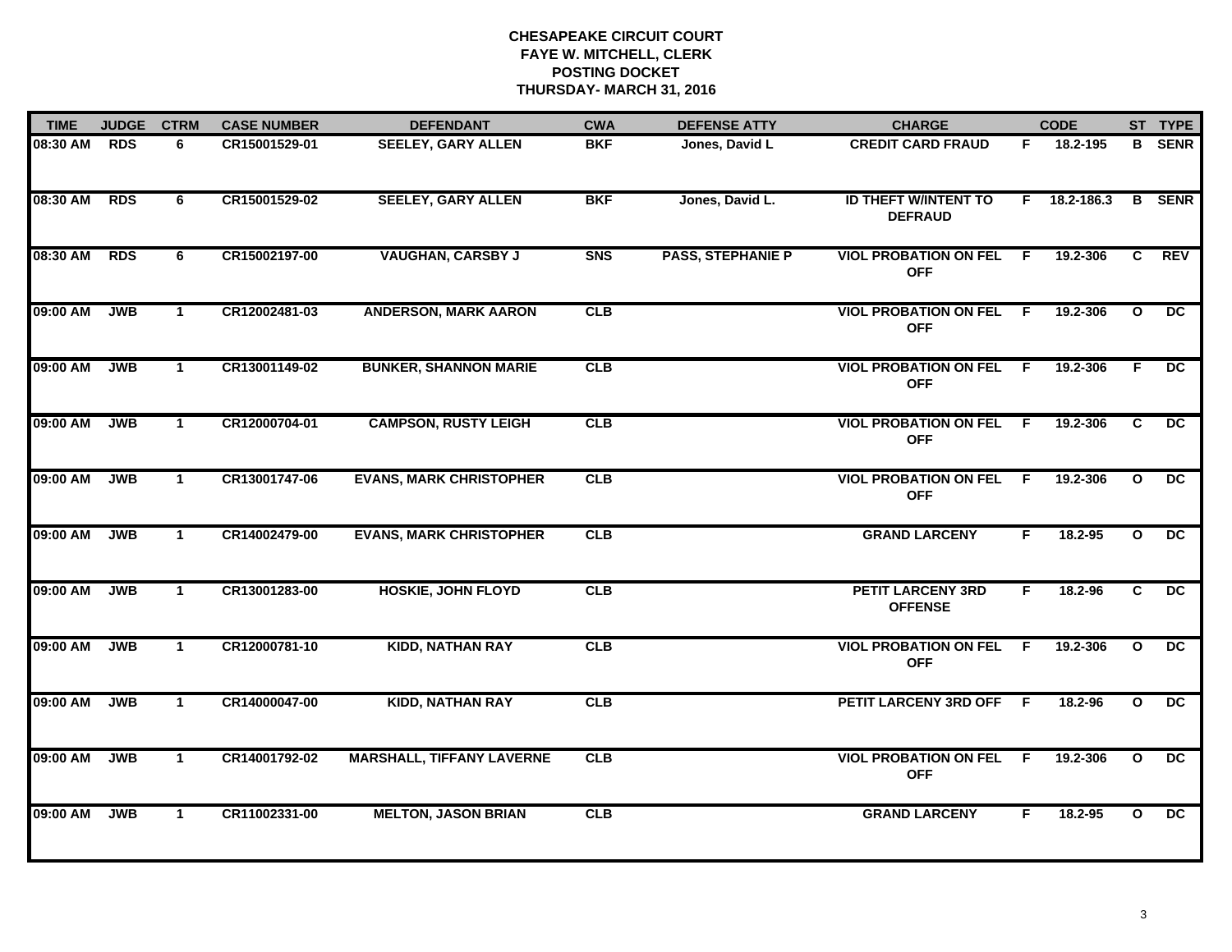**CHESAPEAKE CIRCUIT COURT**
**FAYE W. MITCHELL, CLERK**
**POSTING DOCKET**
**THURSDAY- MARCH 31, 2016**

| TIME | JUDGE | CTRM | CASE NUMBER | DEFENDANT | CWA | DEFENSE ATTY | CHARGE | | CODE | ST | TYPE |
|---|---|---|---|---|---|---|---|---|---|---|---|
| 08:30 AM | RDS | 6 | CR15001529-01 | SEELEY, GARY ALLEN | BKF | Jones, David L | CREDIT CARD FRAUD | F | 18.2-195 | B | SENR |
| 08:30 AM | RDS | 6 | CR15001529-02 | SEELEY, GARY ALLEN | BKF | Jones, David L. | ID THEFT W/INTENT TO DEFRAUD | F | 18.2-186.3 | B | SENR |
| 08:30 AM | RDS | 6 | CR15002197-00 | VAUGHAN, CARSBY J | SNS | PASS, STEPHANIE P | VIOL PROBATION ON FEL OFF | F | 19.2-306 | C | REV |
| 09:00 AM | JWB | 1 | CR12002481-03 | ANDERSON, MARK AARON | CLB | | VIOL PROBATION ON FEL OFF | F | 19.2-306 | O | DC |
| 09:00 AM | JWB | 1 | CR13001149-02 | BUNKER, SHANNON MARIE | CLB | | VIOL PROBATION ON FEL OFF | F | 19.2-306 | F | DC |
| 09:00 AM | JWB | 1 | CR12000704-01 | CAMPSON, RUSTY LEIGH | CLB | | VIOL PROBATION ON FEL OFF | F | 19.2-306 | C | DC |
| 09:00 AM | JWB | 1 | CR13001747-06 | EVANS, MARK CHRISTOPHER | CLB | | VIOL PROBATION ON FEL OFF | F | 19.2-306 | O | DC |
| 09:00 AM | JWB | 1 | CR14002479-00 | EVANS, MARK CHRISTOPHER | CLB | | GRAND LARCENY | F | 18.2-95 | O | DC |
| 09:00 AM | JWB | 1 | CR13001283-00 | HOSKIE, JOHN FLOYD | CLB | | PETIT LARCENY 3RD OFFENSE | F | 18.2-96 | C | DC |
| 09:00 AM | JWB | 1 | CR12000781-10 | KIDD, NATHAN RAY | CLB | | VIOL PROBATION ON FEL OFF | F | 19.2-306 | O | DC |
| 09:00 AM | JWB | 1 | CR14000047-00 | KIDD, NATHAN RAY | CLB | | PETIT LARCENY 3RD OFF | F | 18.2-96 | O | DC |
| 09:00 AM | JWB | 1 | CR14001792-02 | MARSHALL, TIFFANY LAVERNE | CLB | | VIOL PROBATION ON FEL OFF | F | 19.2-306 | O | DC |
| 09:00 AM | JWB | 1 | CR11002331-00 | MELTON, JASON BRIAN | CLB | | GRAND LARCENY | F | 18.2-95 | O | DC |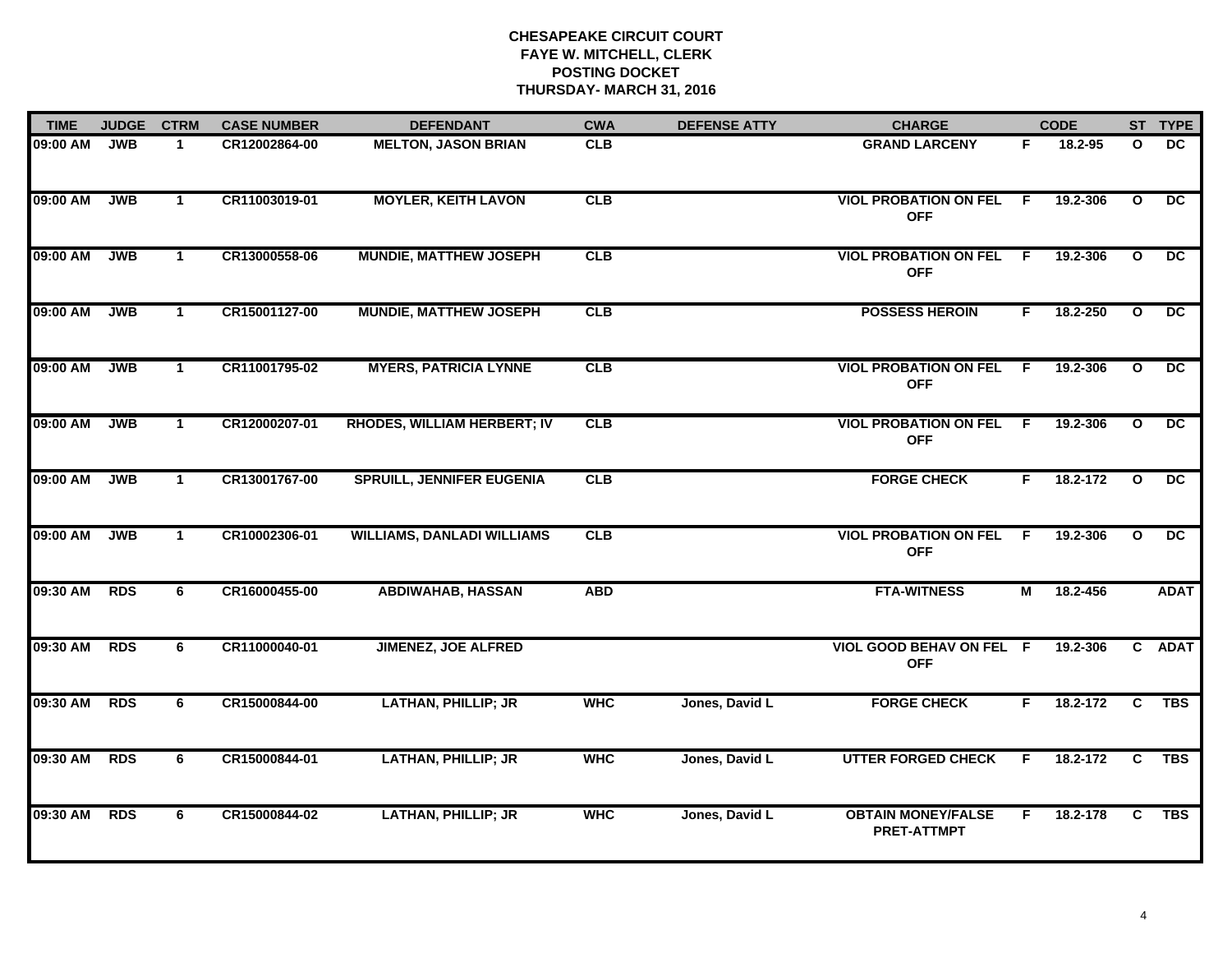# CHESAPEAKE CIRCUIT COURT
## FAYE W. MITCHELL, CLERK
## POSTING DOCKET
## THURSDAY- MARCH 31, 2016

| TIME | JUDGE | CTRM | CASE NUMBER | DEFENDANT | CWA | DEFENSE ATTY | CHARGE | | CODE | ST | TYPE |
|---|---|---|---|---|---|---|---|---|---|---|---|
| 09:00 AM | JWB | 1 | CR12002864-00 | MELTON, JASON BRIAN | CLB | | GRAND LARCENY | F | 18.2-95 | O | DC |
| 09:00 AM | JWB | 1 | CR11003019-01 | MOYLER, KEITH LAVON | CLB | | VIOL PROBATION ON FEL OFF | F | 19.2-306 | O | DC |
| 09:00 AM | JWB | 1 | CR13000558-06 | MUNDIE, MATTHEW JOSEPH | CLB | | VIOL PROBATION ON FEL OFF | F | 19.2-306 | O | DC |
| 09:00 AM | JWB | 1 | CR15001127-00 | MUNDIE, MATTHEW JOSEPH | CLB | | POSSESS HEROIN | F | 18.2-250 | O | DC |
| 09:00 AM | JWB | 1 | CR11001795-02 | MYERS, PATRICIA LYNNE | CLB | | VIOL PROBATION ON FEL OFF | F | 19.2-306 | O | DC |
| 09:00 AM | JWB | 1 | CR12000207-01 | RHODES, WILLIAM HERBERT; IV | CLB | | VIOL PROBATION ON FEL OFF | F | 19.2-306 | O | DC |
| 09:00 AM | JWB | 1 | CR13001767-00 | SPRUILL, JENNIFER EUGENIA | CLB | | FORGE CHECK | F | 18.2-172 | O | DC |
| 09:00 AM | JWB | 1 | CR10002306-01 | WILLIAMS, DANLADI WILLIAMS | CLB | | VIOL PROBATION ON FEL OFF | F | 19.2-306 | O | DC |
| 09:30 AM | RDS | 6 | CR16000455-00 | ABDIWAHAB, HASSAN | ABD | | FTA-WITNESS | M | 18.2-456 | | ADAT |
| 09:30 AM | RDS | 6 | CR11000040-01 | JIMENEZ, JOE ALFRED | | | VIOL GOOD BEHAV ON FEL OFF | F | 19.2-306 | C | ADAT |
| 09:30 AM | RDS | 6 | CR15000844-00 | LATHAN, PHILLIP; JR | WHC | Jones, David L | FORGE CHECK | F | 18.2-172 | C | TBS |
| 09:30 AM | RDS | 6 | CR15000844-01 | LATHAN, PHILLIP; JR | WHC | Jones, David L | UTTER FORGED CHECK | F | 18.2-172 | C | TBS |
| 09:30 AM | RDS | 6 | CR15000844-02 | LATHAN, PHILLIP; JR | WHC | Jones, David L | OBTAIN MONEY/FALSE PRET-ATTMPT | F | 18.2-178 | C | TBS |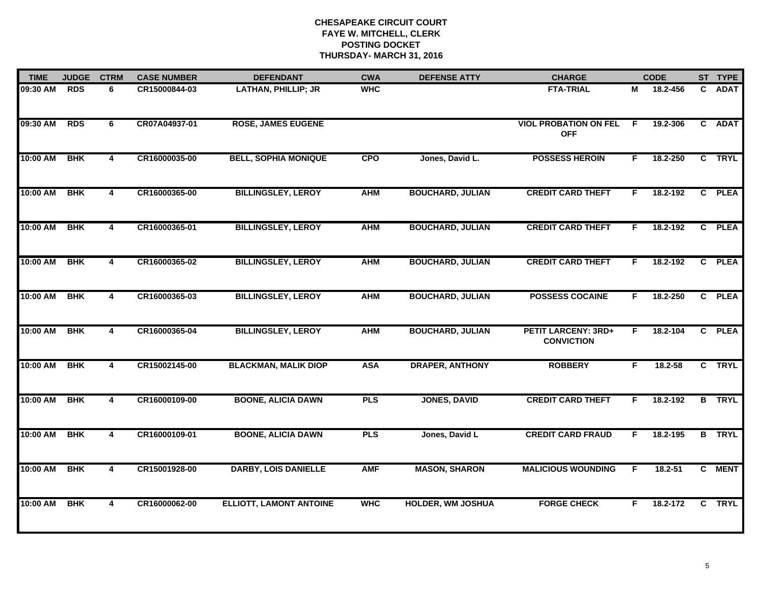**CHESAPEAKE CIRCUIT COURT**
**FAYE W. MITCHELL, CLERK**
**POSTING DOCKET**
**THURSDAY- MARCH 31, 2016**

| TIME | JUDGE | CTRM | CASE NUMBER | DEFENDANT | CWA | DEFENSE ATTY | CHARGE | | CODE | ST | TYPE |
|---|---|---|---|---|---|---|---|---|---|---|---|
| 09:30 AM | RDS | 6 | CR15000844-03 | LATHAN, PHILLIP; JR | WHC | | FTA-TRIAL | M | 18.2-456 | C | ADAT |
| 09:30 AM | RDS | 6 | CR07A04937-01 | ROSE, JAMES EUGENE | | | VIOL PROBATION ON FEL OFF | F | 19.2-306 | C | ADAT |
| 10:00 AM | BHK | 4 | CR16000035-00 | BELL, SOPHIA MONIQUE | CPO | Jones, David L. | POSSESS HEROIN | F | 18.2-250 | C | TRYL |
| 10:00 AM | BHK | 4 | CR16000365-00 | BILLINGSLEY, LEROY | AHM | BOUCHARD, JULIAN | CREDIT CARD THEFT | F | 18.2-192 | C | PLEA |
| 10:00 AM | BHK | 4 | CR16000365-01 | BILLINGSLEY, LEROY | AHM | BOUCHARD, JULIAN | CREDIT CARD THEFT | F | 18.2-192 | C | PLEA |
| 10:00 AM | BHK | 4 | CR16000365-02 | BILLINGSLEY, LEROY | AHM | BOUCHARD, JULIAN | CREDIT CARD THEFT | F | 18.2-192 | C | PLEA |
| 10:00 AM | BHK | 4 | CR16000365-03 | BILLINGSLEY, LEROY | AHM | BOUCHARD, JULIAN | POSSESS COCAINE | F | 18.2-250 | C | PLEA |
| 10:00 AM | BHK | 4 | CR16000365-04 | BILLINGSLEY, LEROY | AHM | BOUCHARD, JULIAN | PETIT LARCENY: 3RD+ CONVICTION | F | 18.2-104 | C | PLEA |
| 10:00 AM | BHK | 4 | CR15002145-00 | BLACKMAN, MALIK DIOP | ASA | DRAPER, ANTHONY | ROBBERY | F | 18.2-58 | C | TRYL |
| 10:00 AM | BHK | 4 | CR16000109-00 | BOONE, ALICIA DAWN | PLS | JONES, DAVID | CREDIT CARD THEFT | F | 18.2-192 | B | TRYL |
| 10:00 AM | BHK | 4 | CR16000109-01 | BOONE, ALICIA DAWN | PLS | Jones, David L | CREDIT CARD FRAUD | F | 18.2-195 | B | TRYL |
| 10:00 AM | BHK | 4 | CR15001928-00 | DARBY, LOIS DANIELLE | AMF | MASON, SHARON | MALICIOUS WOUNDING | F | 18.2-51 | C | MENT |
| 10:00 AM | BHK | 4 | CR16000062-00 | ELLIOTT, LAMONT ANTOINE | WHC | HOLDER, WM JOSHUA | FORGE CHECK | F | 18.2-172 | C | TRYL |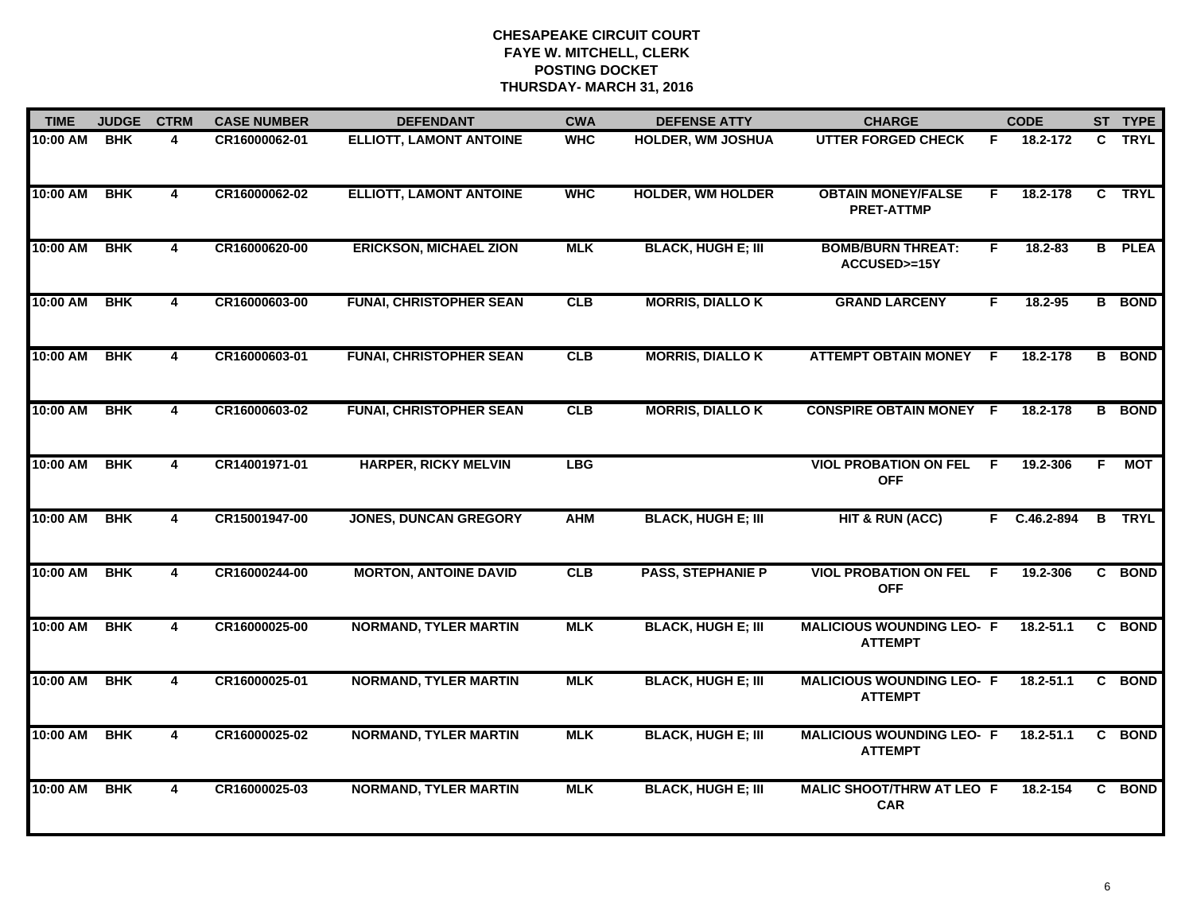# CHESAPEAKE CIRCUIT COURT
## FAYE W. MITCHELL, CLERK
## POSTING DOCKET
## THURSDAY- MARCH 31, 2016

| TIME | JUDGE | CTRM | CASE NUMBER | DEFENDANT | CWA | DEFENSE ATTY | CHARGE | | CODE | ST | TYPE |
|---|---|---|---|---|---|---|---|---|---|---|---|
| 10:00 AM | BHK | 4 | CR16000062-01 | ELLIOTT, LAMONT ANTOINE | WHC | HOLDER, WM JOSHUA | UTTER FORGED CHECK | F | 18.2-172 | C | TRYL |
| 10:00 AM | BHK | 4 | CR16000062-02 | ELLIOTT, LAMONT ANTOINE | WHC | HOLDER, WM HOLDER | OBTAIN MONEY/FALSE PRET-ATTMP | F | 18.2-178 | C | TRYL |
| 10:00 AM | BHK | 4 | CR16000620-00 | ERICKSON, MICHAEL ZION | MLK | BLACK, HUGH E; III | BOMB/BURN THREAT: ACCUSED>=15Y | F | 18.2-83 | B | PLEA |
| 10:00 AM | BHK | 4 | CR16000603-00 | FUNAI, CHRISTOPHER SEAN | CLB | MORRIS, DIALLO K | GRAND LARCENY | F | 18.2-95 | B | BOND |
| 10:00 AM | BHK | 4 | CR16000603-01 | FUNAI, CHRISTOPHER SEAN | CLB | MORRIS, DIALLO K | ATTEMPT OBTAIN MONEY | F | 18.2-178 | B | BOND |
| 10:00 AM | BHK | 4 | CR16000603-02 | FUNAI, CHRISTOPHER SEAN | CLB | MORRIS, DIALLO K | CONSPIRE OBTAIN MONEY | F | 18.2-178 | B | BOND |
| 10:00 AM | BHK | 4 | CR14001971-01 | HARPER, RICKY MELVIN | LBG | | VIOL PROBATION ON FEL OFF | F | 19.2-306 | F | MOT |
| 10:00 AM | BHK | 4 | CR15001947-00 | JONES, DUNCAN GREGORY | AHM | BLACK, HUGH E; III | HIT & RUN (ACC) | F | C.46.2-894 | B | TRYL |
| 10:00 AM | BHK | 4 | CR16000244-00 | MORTON, ANTOINE DAVID | CLB | PASS, STEPHANIE P | VIOL PROBATION ON FEL OFF | F | 19.2-306 | C | BOND |
| 10:00 AM | BHK | 4 | CR16000025-00 | NORMAND, TYLER MARTIN | MLK | BLACK, HUGH E; III | MALICIOUS WOUNDING LEO- ATTEMPT | F | 18.2-51.1 | C | BOND |
| 10:00 AM | BHK | 4 | CR16000025-01 | NORMAND, TYLER MARTIN | MLK | BLACK, HUGH E; III | MALICIOUS WOUNDING LEO- ATTEMPT | F | 18.2-51.1 | C | BOND |
| 10:00 AM | BHK | 4 | CR16000025-02 | NORMAND, TYLER MARTIN | MLK | BLACK, HUGH E; III | MALICIOUS WOUNDING LEO- ATTEMPT | F | 18.2-51.1 | C | BOND |
| 10:00 AM | BHK | 4 | CR16000025-03 | NORMAND, TYLER MARTIN | MLK | BLACK, HUGH E; III | MALIC SHOOT/THRW AT LEO CAR | F | 18.2-154 | C | BOND |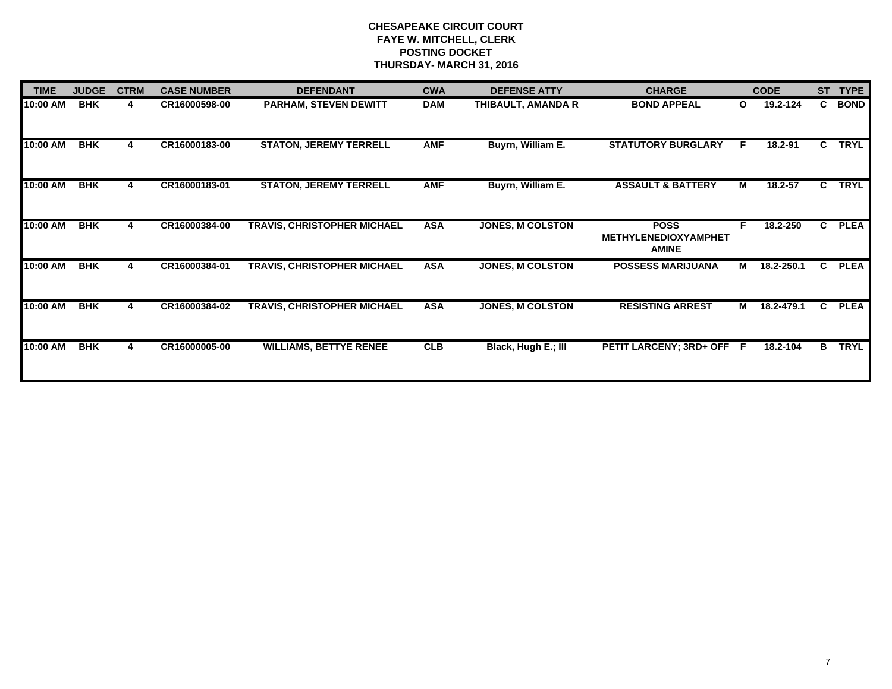# CHESAPEAKE CIRCUIT COURT
## FAYE W. MITCHELL, CLERK
## POSTING DOCKET
## THURSDAY- MARCH 31, 2016

| TIME | JUDGE | CTRM | CASE NUMBER | DEFENDANT | CWA | DEFENSE ATTY | CHARGE | | CODE | ST | TYPE |
|---|---|---|---|---|---|---|---|---|---|---|---|
| 10:00 AM | BHK | 4 | CR16000598-00 | PARHAM, STEVEN DEWITT | DAM | THIBAULT, AMANDA R | BOND APPEAL | O | 19.2-124 | C | BOND |
| 10:00 AM | BHK | 4 | CR16000183-00 | STATON, JEREMY TERRELL | AMF | Buyrn, William E. | STATUTORY BURGLARY | F | 18.2-91 | C | TRYL |
| 10:00 AM | BHK | 4 | CR16000183-01 | STATON, JEREMY TERRELL | AMF | Buyrn, William E. | ASSAULT & BATTERY | M | 18.2-57 | C | TRYL |
| 10:00 AM | BHK | 4 | CR16000384-00 | TRAVIS, CHRISTOPHER MICHAEL | ASA | JONES, M COLSTON | POSS METHYLENEDIOXYAMPHETAMINE | F | 18.2-250 | C | PLEA |
| 10:00 AM | BHK | 4 | CR16000384-01 | TRAVIS, CHRISTOPHER MICHAEL | ASA | JONES, M COLSTON | POSSESS MARIJUANA | M | 18.2-250.1 | C | PLEA |
| 10:00 AM | BHK | 4 | CR16000384-02 | TRAVIS, CHRISTOPHER MICHAEL | ASA | JONES, M COLSTON | RESISTING ARREST | M | 18.2-479.1 | C | PLEA |
| 10:00 AM | BHK | 4 | CR16000005-00 | WILLIAMS, BETTYE RENEE | CLB | Black, Hugh E.; III | PETIT LARCENY; 3RD+ OFF | F | 18.2-104 | B | TRYL |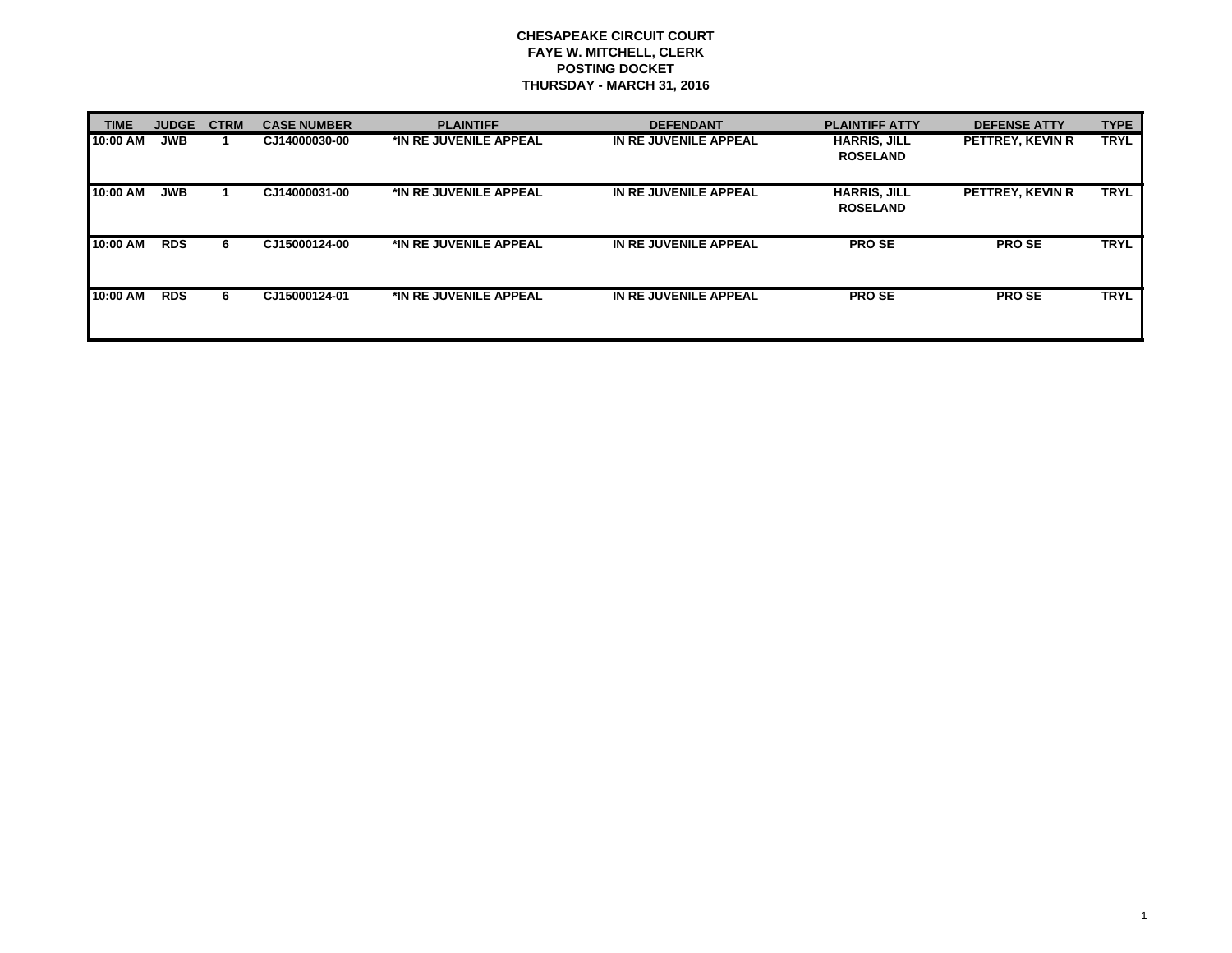**CHESAPEAKE CIRCUIT COURT**
**FAYE W. MITCHELL, CLERK**
**POSTING DOCKET**
**THURSDAY - MARCH 31, 2016**

| TIME | JUDGE | CTRM | CASE NUMBER | PLAINTIFF | DEFENDANT | PLAINTIFF ATTY | DEFENSE ATTY | TYPE |
|---|---|---|---|---|---|---|---|---|
| 10:00 AM | JWB | 1 | CJ14000030-00 | *IN RE JUVENILE APPEAL | IN RE JUVENILE APPEAL | HARRIS, JILL ROSELAND | PETTREY, KEVIN R | TRYL |
| 10:00 AM | JWB | 1 | CJ14000031-00 | *IN RE JUVENILE APPEAL | IN RE JUVENILE APPEAL | HARRIS, JILL ROSELAND | PETTREY, KEVIN R | TRYL |
| 10:00 AM | RDS | 6 | CJ15000124-00 | *IN RE JUVENILE APPEAL | IN RE JUVENILE APPEAL | PRO SE | PRO SE | TRYL |
| 10:00 AM | RDS | 6 | CJ15000124-01 | *IN RE JUVENILE APPEAL | IN RE JUVENILE APPEAL | PRO SE | PRO SE | TRYL |